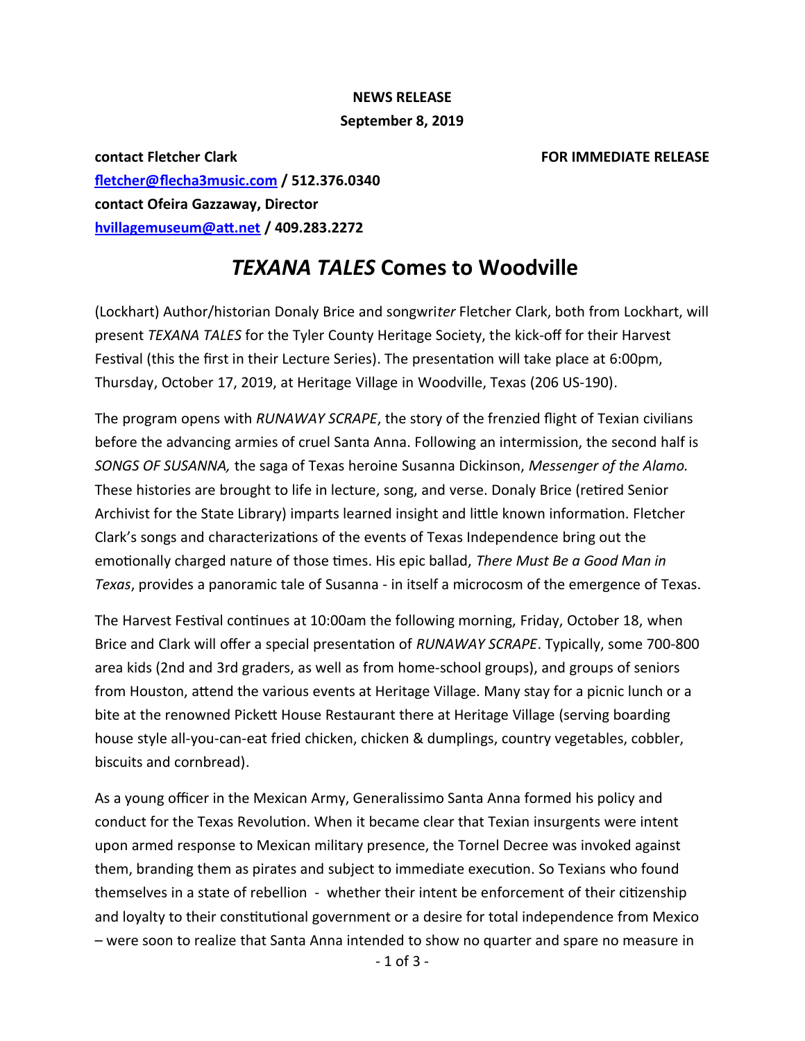**NEWS RELEASE**
**September 8, 2019**

**contact Fletcher Clark** **FOR IMMEDIATE RELEASE**
**[fletcher@flecha3music.com](mailto:fletcher@flecha3music.com) / 512.376.0340**
**contact Ofeira Gazzaway, Director**
**[hvillagemuseum@att.net](mailto:hvillagemuseum@att.net) / 409.283.2272**

# *TEXANA TALES* Comes to Woodville

(Lockhart) Author/historian Donaly Brice and songwri*ter* Fletcher Clark, both from Lockhart, will present *TEXANA TALES* for the Tyler County Heritage Society, the kick-off for their Harvest Festival (this the first in their Lecture Series). The presentation will take place at 6:00pm, Thursday, October 17, 2019, at Heritage Village in Woodville, Texas (206 US-190).

The program opens with *RUNAWAY SCRAPE*, the story of the frenzied flight of Texian civilians before the advancing armies of cruel Santa Anna. Following an intermission, the second half is *SONGS OF SUSANNA,* the saga of Texas heroine Susanna Dickinson, *Messenger of the Alamo.* These histories are brought to life in lecture, song, and verse. Donaly Brice (retired Senior Archivist for the State Library) imparts learned insight and little known information. Fletcher Clark's songs and characterizations of the events of Texas Independence bring out the emotionally charged nature of those times. His epic ballad, *There Must Be a Good Man in Texas*, provides a panoramic tale of Susanna - in itself a microcosm of the emergence of Texas.

The Harvest Festival continues at 10:00am the following morning, Friday, October 18, when Brice and Clark will offer a special presentation of *RUNAWAY SCRAPE*. Typically, some 700-800 area kids (2nd and 3rd graders, as well as from home-school groups), and groups of seniors from Houston, attend the various events at Heritage Village. Many stay for a picnic lunch or a bite at the renowned Pickett House Restaurant there at Heritage Village (serving boarding house style all-you-can-eat fried chicken, chicken & dumplings, country vegetables, cobbler, biscuits and cornbread).

As a young officer in the Mexican Army, Generalissimo Santa Anna formed his policy and conduct for the Texas Revolution. When it became clear that Texian insurgents were intent upon armed response to Mexican military presence, the Tornel Decree was invoked against them, branding them as pirates and subject to immediate execution. So Texians who found themselves in a state of rebellion - whether their intent be enforcement of their citizenship and loyalty to their constitutional government or a desire for total independence from Mexico – were soon to realize that Santa Anna intended to show no quarter and spare no measure in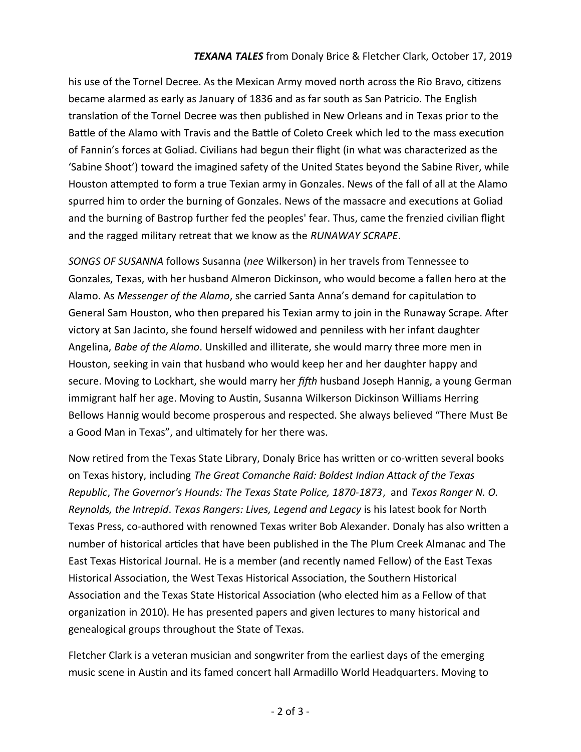his use of the Tornel Decree. As the Mexican Army moved north across the Rio Bravo, citizens became alarmed as early as January of 1836 and as far south as San Patricio. The English translation of the Tornel Decree was then published in New Orleans and in Texas prior to the Battle of the Alamo with Travis and the Battle of Coleto Creek which led to the mass execution of Fannin's forces at Goliad. Civilians had begun their flight (in what was characterized as the 'Sabine Shoot') toward the imagined safety of the United States beyond the Sabine River, while Houston attempted to form a true Texian army in Gonzales. News of the fall of all at the Alamo spurred him to order the burning of Gonzales. News of the massacre and executions at Goliad and the burning of Bastrop further fed the peoples' fear. Thus, came the frenzied civilian flight and the ragged military retreat that we know as the *RUNAWAY SCRAPE*.

*SONGS OF SUSANNA* follows Susanna (*nee* Wilkerson) in her travels from Tennessee to Gonzales, Texas, with her husband Almeron Dickinson, who would become a fallen hero at the Alamo. As *Messenger of the Alamo*, she carried Santa Anna's demand for capitulation to General Sam Houston, who then prepared his Texian army to join in the Runaway Scrape. After victory at San Jacinto, she found herself widowed and penniless with her infant daughter Angelina, *Babe of the Alamo*. Unskilled and illiterate, she would marry three more men in Houston, seeking in vain that husband who would keep her and her daughter happy and secure. Moving to Lockhart, she would marry her *fifth* husband Joseph Hannig, a young German immigrant half her age. Moving to Austin, Susanna Wilkerson Dickinson Williams Herring Bellows Hannig would become prosperous and respected. She always believed "There Must Be a Good Man in Texas", and ultimately for her there was.

Now retired from the Texas State Library, Donaly Brice has written or co-written several books on Texas history, including *The Great Comanche Raid: Boldest Indian Attack of the Texas Republic*, *The Governor's Hounds: The Texas State Police, 1870-1873*, and *Texas Ranger N. O. Reynolds, the Intrepid*. *Texas Rangers: Lives, Legend and Legacy* is his latest book for North Texas Press, co-authored with renowned Texas writer Bob Alexander. Donaly has also written a number of historical articles that have been published in the The Plum Creek Almanac and The East Texas Historical Journal. He is a member (and recently named Fellow) of the East Texas Historical Association, the West Texas Historical Association, the Southern Historical Association and the Texas State Historical Association (who elected him as a Fellow of that organization in 2010). He has presented papers and given lectures to many historical and genealogical groups throughout the State of Texas.

Fletcher Clark is a veteran musician and songwriter from the earliest days of the emerging music scene in Austin and its famed concert hall Armadillo World Headquarters. Moving to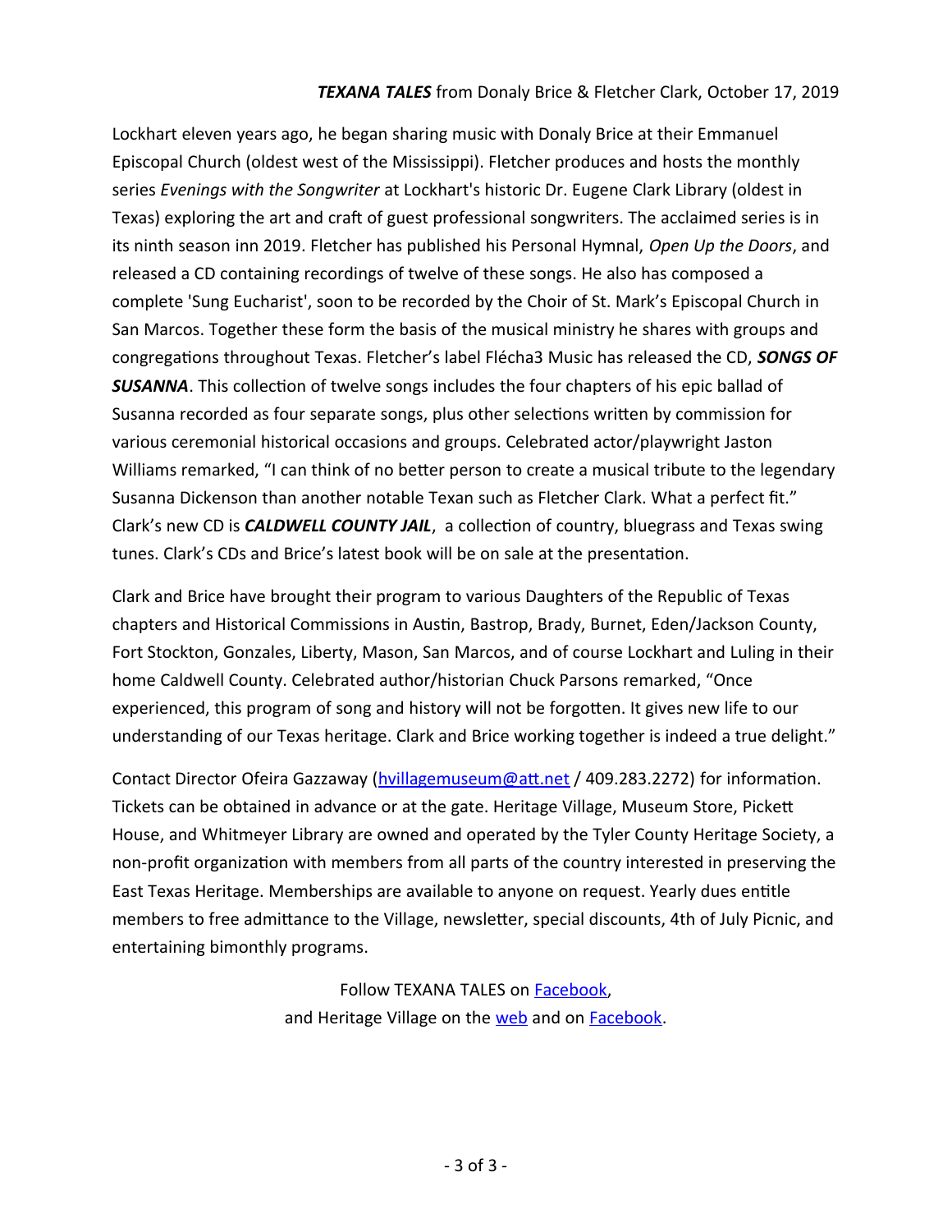**_TEXANA TALES_** from Donaly Brice & Fletcher Clark, October 17, 2019

Lockhart eleven years ago, he began sharing music with Donaly Brice at their Emmanuel Episcopal Church (oldest west of the Mississippi). Fletcher produces and hosts the monthly series *Evenings with the Songwriter* at Lockhart's historic Dr. Eugene Clark Library (oldest in Texas) exploring the art and craft of guest professional songwriters. The acclaimed series is in its ninth season inn 2019. Fletcher has published his Personal Hymnal, *Open Up the Doors*, and released a CD containing recordings of twelve of these songs. He also has composed a complete 'Sung Eucharist', soon to be recorded by the Choir of St. Mark's Episcopal Church in San Marcos. Together these form the basis of the musical ministry he shares with groups and congregations throughout Texas. Fletcher's label Flécha3 Music has released the CD, ***SONGS OF SUSANNA***. This collection of twelve songs includes the four chapters of his epic ballad of Susanna recorded as four separate songs, plus other selections written by commission for various ceremonial historical occasions and groups. Celebrated actor/playwright Jaston Williams remarked, "I can think of no better person to create a musical tribute to the legendary Susanna Dickenson than another notable Texan such as Fletcher Clark. What a perfect fit." Clark's new CD is ***CALDWELL COUNTY JAIL***, a collection of country, bluegrass and Texas swing tunes. Clark's CDs and Brice's latest book will be on sale at the presentation.

Clark and Brice have brought their program to various Daughters of the Republic of Texas chapters and Historical Commissions in Austin, Bastrop, Brady, Burnet, Eden/Jackson County, Fort Stockton, Gonzales, Liberty, Mason, San Marcos, and of course Lockhart and Luling in their home Caldwell County. Celebrated author/historian Chuck Parsons remarked, "Once experienced, this program of song and history will not be forgotten. It gives new life to our understanding of our Texas heritage. Clark and Brice working together is indeed a true delight."

Contact Director Ofeira Gazzaway (hvillagemuseum@att.net / 409.283.2272) for information. Tickets can be obtained in advance or at the gate. Heritage Village, Museum Store, Pickett House, and Whitmeyer Library are owned and operated by the Tyler County Heritage Society, a non-profit organization with members from all parts of the country interested in preserving the East Texas Heritage. Memberships are available to anyone on request. Yearly dues entitle members to free admittance to the Village, newsletter, special discounts, 4th of July Picnic, and entertaining bimonthly programs.

Follow TEXANA TALES on Facebook,
and Heritage Village on the web and on Facebook.